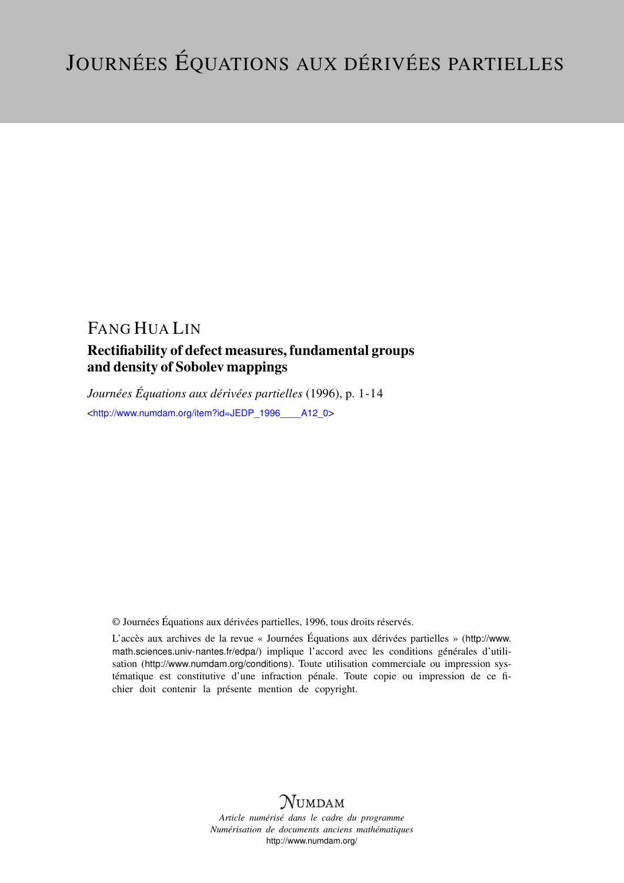# JOURNÉES ÉQUATIONS AUX DÉRIVÉES PARTIELLES

FANG HUA LIN

## Rectifiability of defect measures, fundamental groups and density of Sobolev mappings

*Journées Équations aux dérivées partielles* (1996), p. 1-14

<http://www.numdam.org/item?id=JEDP_1996____A12_0>

© Journées Équations aux dérivées partielles, 1996, tous droits réservés.

L'accès aux archives de la revue « Journées Équations aux dérivées partielles » (http://www.math.sciences.univ-nantes.fr/edpa/) implique l'accord avec les conditions générales d'utilisation (http://www.numdam.org/conditions). Toute utilisation commerciale ou impression systématique est constitutive d'une infraction pénale. Toute copie ou impression de ce fichier doit contenir la présente mention de copyright.

NUMDAM

*Article numérisé dans le cadre du programme Numérisation de documents anciens mathématiques*

http://www.numdam.org/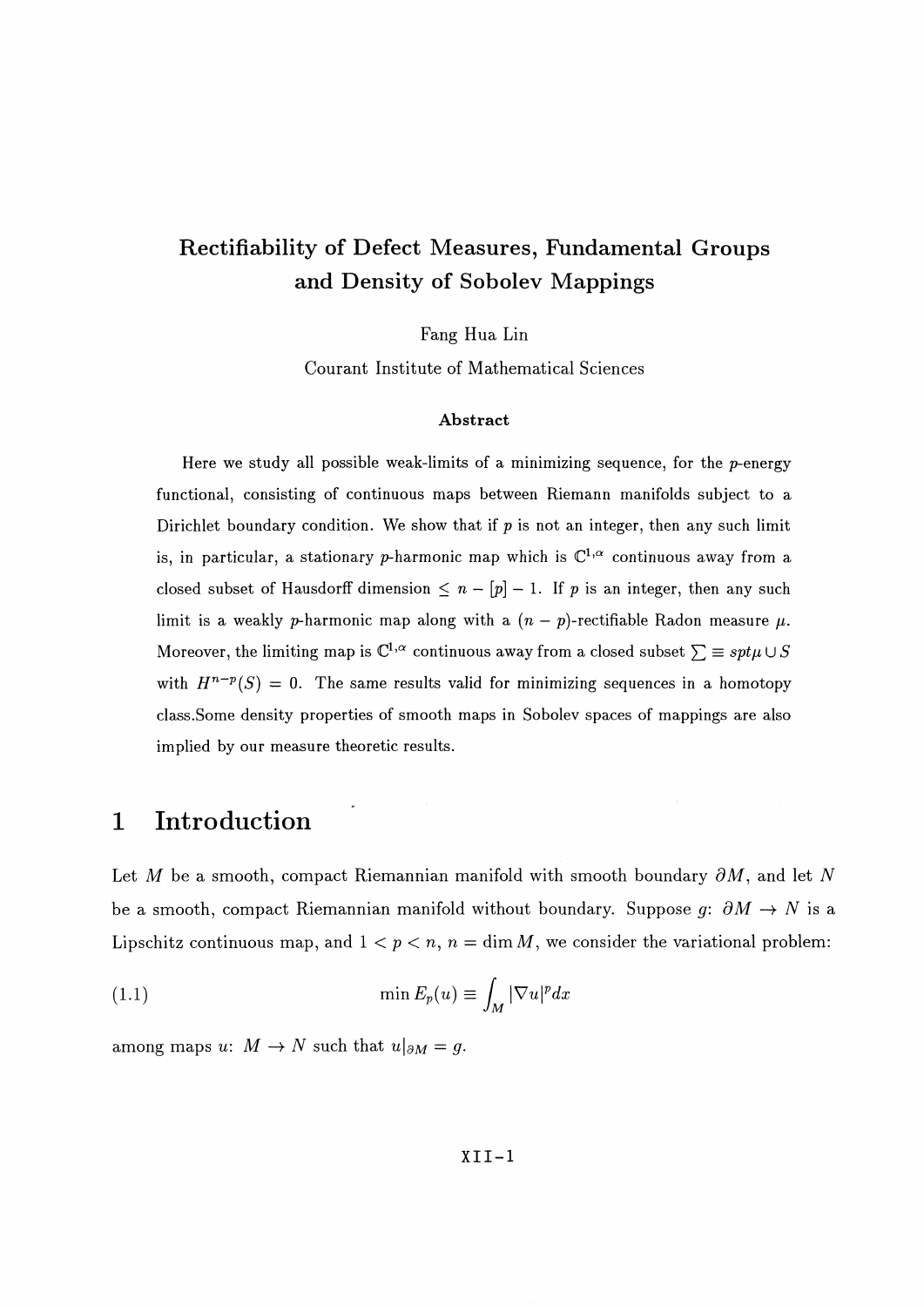# Rectifiability of Defect Measures, Fundamental Groups and Density of Sobolev Mappings

Fang Hua Lin

Courant Institute of Mathematical Sciences

### Abstract

Here we study all possible weak-limits of a minimizing sequence, for the $p$-energy functional, consisting of continuous maps between Riemann manifolds subject to a Dirichlet boundary condition. We show that if $p$ is not an integer, then any such limit is, in particular, a stationary $p$-harmonic map which is $\mathbb{C}^{1,\alpha}$ continuous away from a closed subset of Hausdorff dimension $\leq n - [p] - 1$. If $p$ is an integer, then any such limit is a weakly $p$-harmonic map along with a $(n-p)$-rectifiable Radon measure $\mu$. Moreover, the limiting map is $\mathbb{C}^{1,\alpha}$ continuous away from a closed subset $\sum \equiv spt\mu \cup S$ with $H^{n-p}(S) = 0$. The same results valid for minimizing sequences in a homotopy class.Some density properties of smooth maps in Sobolev spaces of mappings are also implied by our measure theoretic results.

## 1 Introduction

Let $M$ be a smooth, compact Riemannian manifold with smooth boundary $\partial M$, and let $N$ be a smooth, compact Riemannian manifold without boundary. Suppose $g$: $\partial M \to N$ is a Lipschitz continuous map, and $1 < p < n$, $n = \dim M$, we consider the variational problem:

$$\min E_p(u) \equiv \int_M |\nabla u|^p dx \tag{1.1}$$

among maps $u$: $M \to N$ such that $u|_{\partial M} = g$.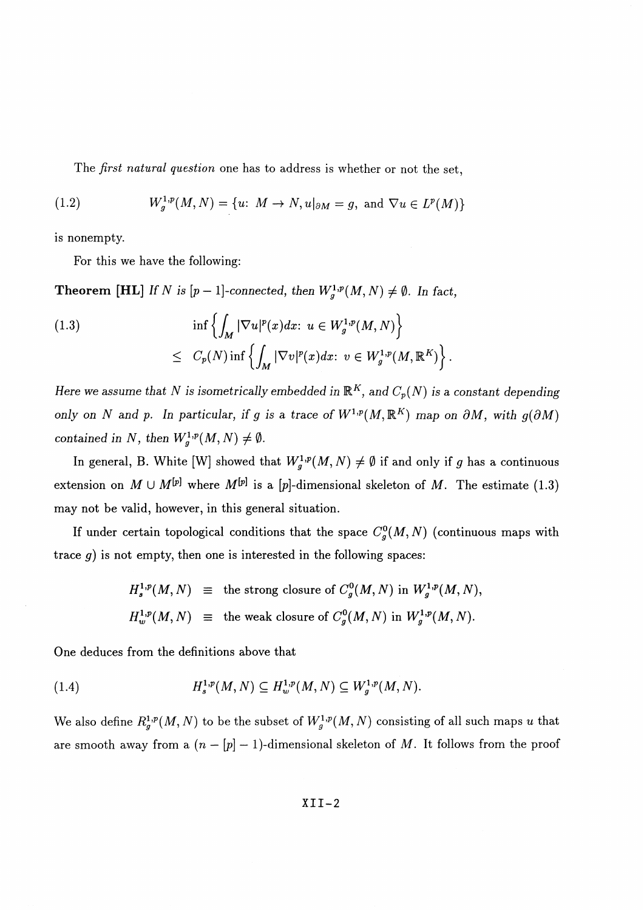The *first natural question* one has to address is whether or not the set,

$$W_g^{1,p}(M,N) = \{u\colon\ M \to N, u|_{\partial M} = g, \text{ and } \nabla u \in L^p(M)\} \tag{1.2}$$

is nonempty.

For this we have the following:

**Theorem [HL]** *If $N$ is $[p-1]$-connected, then $W_g^{1,p}(M,N) \neq \emptyset$. In fact,*

$$\begin{aligned} &\inf\left\{\int_M |\nabla u|^p(x)dx\colon\ u \in W_g^{1,p}(M,N)\right\} \\ &\quad\le\ C_p(N)\inf\left\{\int_M |\nabla v|^p(x)dx\colon\ v \in W_g^{1,p}(M,\mathbb{R}^K)\right\}. \end{aligned} \tag{1.3}$$

*Here we assume that $N$ is isometrically embedded in $\mathbb{R}^K$, and $C_p(N)$ is a constant depending only on $N$ and $p$. In particular, if $g$ is a trace of $W^{1,p}(M,\mathbb{R}^K)$ map on $\partial M$, with $g(\partial M)$ contained in $N$, then $W_g^{1,p}(M,N) \neq \emptyset$.*

In general, B. White [W] showed that $W_g^{1,p}(M,N) \neq \emptyset$ if and only if $g$ has a continuous extension on $M \cup M^{[p]}$ where $M^{[p]}$ is a $[p]$-dimensional skeleton of $M$. The estimate (1.3) may not be valid, however, in this general situation.

If under certain topological conditions that the space $C_g^0(M,N)$ (continuous maps with trace $g$) is not empty, then one is interested in the following spaces:

$$\begin{aligned} H_s^{1,p}(M,N) &\equiv \text{ the strong closure of } C_g^0(M,N) \text{ in } W_g^{1,p}(M,N), \\ H_w^{1,p}(M,N) &\equiv \text{ the weak closure of } C_g^0(M,N) \text{ in } W_g^{1,p}(M,N). \end{aligned}$$

One deduces from the definitions above that

$$H_s^{1,p}(M,N) \subseteq H_w^{1,p}(M,N) \subseteq W_g^{1,p}(M,N). \tag{1.4}$$

We also define $R_g^{1,p}(M,N)$ to be the subset of $W_g^{1,p}(M,N)$ consisting of all such maps $u$ that are smooth away from a $(n-[p]-1)$-dimensional skeleton of $M$. It follows from the proof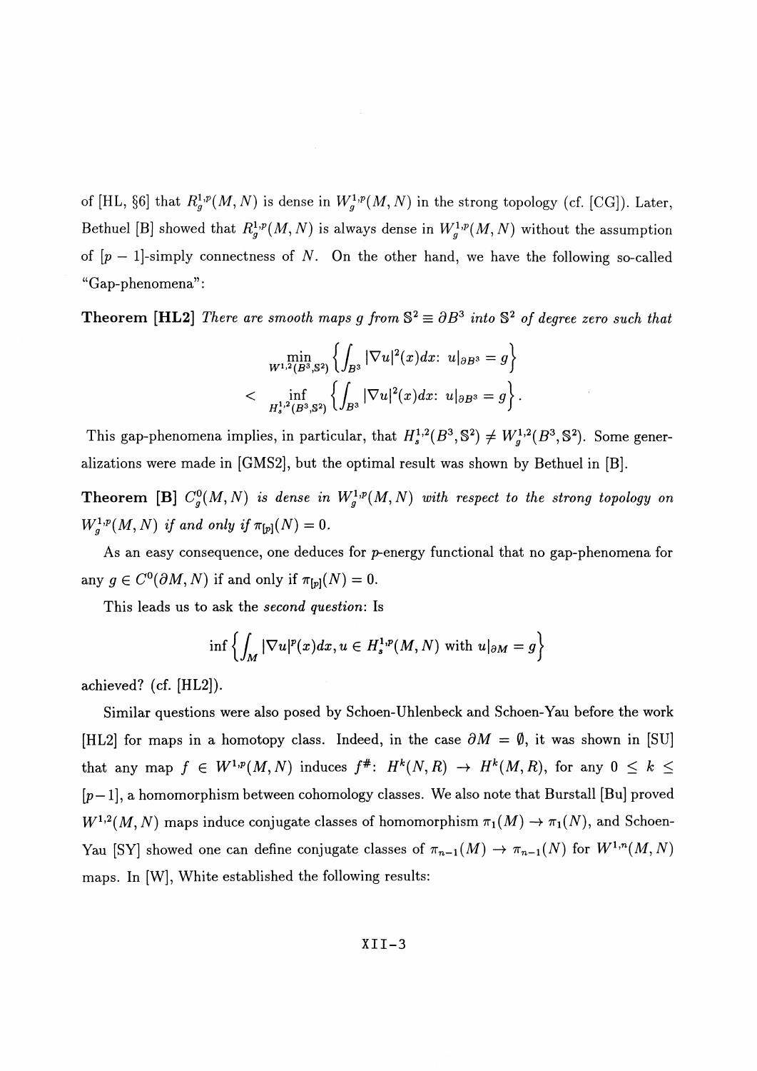of [HL, §6] that $R^{1,p}_g(M,N)$ is dense in $W^{1,p}_g(M,N)$ in the strong topology (cf. [CG]). Later, Bethuel [B] showed that $R^{1,p}_g(M,N)$ is always dense in $W^{1,p}_g(M,N)$ without the assumption of $[p-1]$-simply connectness of $N$. On the other hand, we have the following so-called "Gap-phenomena":

**Theorem [HL2]** *There are smooth maps $g$ from $\mathbb{S}^2 \equiv \partial B^3$ into $\mathbb{S}^2$ of degree zero such that*

$$\min_{W^{1,2}(B^3,\mathbb{S}^2)} \left\{ \int_{B^3} |\nabla u|^2(x)dx \colon \; u|_{\partial B^3} = g \right\}$$
$$< \inf_{H^{1,2}_s(B^3,\mathbb{S}^2)} \left\{ \int_{B^3} |\nabla u|^2(x)dx \colon \; u|_{\partial B^3} = g \right\}.$$

This gap-phenomena implies, in particular, that $H^{1,2}_s(B^3,\mathbb{S}^2) \neq W^{1,2}_g(B^3,\mathbb{S}^2)$. Some generalizations were made in [GMS2], but the optimal result was shown by Bethuel in [B].

**Theorem [B]** *$C^0_g(M,N)$ is dense in $W^{1,p}_g(M,N)$ with respect to the strong topology on $W^{1,p}_g(M,N)$ if and only if $\pi_{[p]}(N) = 0$.*

As an easy consequence, one deduces for $p$-energy functional that no gap-phenomena for any $g \in C^0(\partial M, N)$ if and only if $\pi_{[p]}(N) = 0$.

This leads us to ask the *second question*: Is

$$\inf \left\{ \int_M |\nabla u|^p(x)dx, u \in H^{1,p}_s(M,N) \text{ with } u|_{\partial M} = g \right\}$$

achieved? (cf. [HL2]).

Similar questions were also posed by Schoen-Uhlenbeck and Schoen-Yau before the work [HL2] for maps in a homotopy class. Indeed, in the case $\partial M = \emptyset$, it was shown in [SU] that any map $f \in W^{1,p}(M,N)$ induces $f^\#\colon\; H^k(N,R) \to H^k(M,R)$, for any $0 \leq k \leq [p-1]$, a homomorphism between cohomology classes. We also note that Burstall [Bu] proved $W^{1,2}(M,N)$ maps induce conjugate classes of homomorphism $\pi_1(M) \to \pi_1(N)$, and Schoen-Yau [SY] showed one can define conjugate classes of $\pi_{n-1}(M) \to \pi_{n-1}(N)$ for $W^{1,n}(M,N)$ maps. In [W], White established the following results: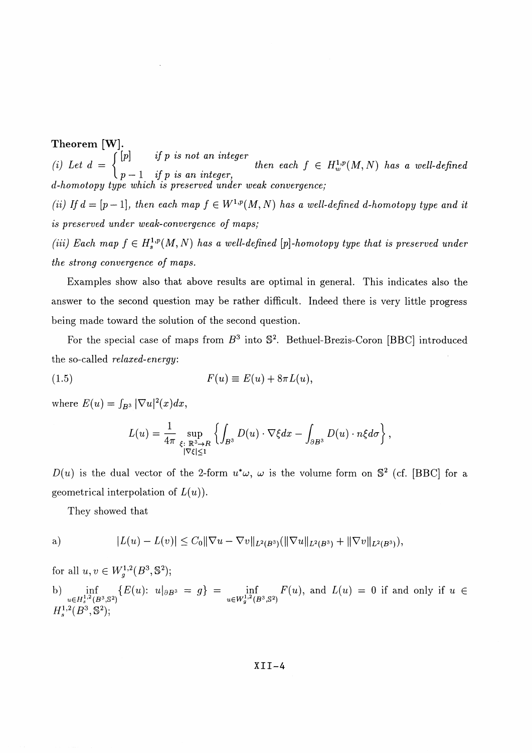**Theorem [W].**

*(i) Let* $d = \begin{cases} [p] & \text{if } p \text{ is not an integer} \\ p-1 & \text{if } p \text{ is an integer,} \end{cases}$ *then each* $f \in H^{1,p}_w(M,N)$ *has a well-defined d-homotopy type which is preserved under weak convergence;*

*(ii) If* $d = [p-1]$*, then each map* $f \in W^{1,p}(M,N)$ *has a well-defined d-homotopy type and it is preserved under weak-convergence of maps;*

*(iii) Each map* $f \in H^{1,p}_s(M,N)$ *has a well-defined* $[p]$*-homotopy type that is preserved under the strong convergence of maps.*

Examples show also that above results are optimal in general. This indicates also the answer to the second question may be rather difficult. Indeed there is very little progress being made toward the solution of the second question.

For the special case of maps from $B^3$ into $\mathbb{S}^2$. Bethuel-Brezis-Coron [BBC] introduced the so-called *relaxed-energy*:

$$F(u) \equiv E(u) + 8\pi L(u), \tag{1.5}$$

where $E(u) = \int_{B^3} |\nabla u|^2(x)dx$,

$$L(u) = \frac{1}{4\pi} \sup_{\substack{\xi:\, \mathbb{R}^3 \to R \\ |\nabla\xi| \le 1}} \left\{ \int_{B^3} D(u) \cdot \nabla\xi dx - \int_{\partial B^3} D(u) \cdot n\xi d\sigma \right\},$$

$D(u)$ is the dual vector of the 2-form $u^*\omega$, $\omega$ is the volume form on $\mathbb{S}^2$ (cf. [BBC] for a geometrical interpolation of $L(u)$).

They showed that

a) $$|L(u) - L(v)| \le C_0 \|\nabla u - \nabla v\|_{L^2(B^3)} (\|\nabla u\|_{L^2(B^3)} + \|\nabla v\|_{L^2(B^3)}),$$

for all $u, v \in W^{1,2}_g(B^3, \mathbb{S}^2)$;

b) $\inf\limits_{u \in H^{1,2}_s(B^3,\mathbb{S}^2)} \{E(u) \colon u|_{\partial B^3} = g\} = \inf\limits_{u \in W^{1,2}_g(B^3,\mathbb{S}^2)} F(u)$, and $L(u) = 0$ if and only if $u \in H^{1,2}_s(B^3, \mathbb{S}^2)$;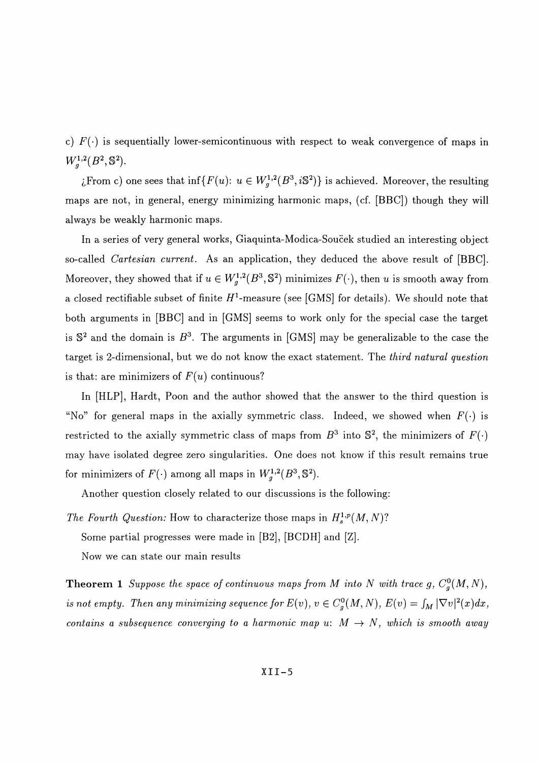c) $F(\cdot)$ is sequentially lower-semicontinuous with respect to weak convergence of maps in $W^{1,2}_g(B^2, \mathbb{S}^2)$.

¿From c) one sees that $\inf\{F(u)\colon u \in W^{1,2}_g(B^3, i\mathbb{S}^2)\}$ is achieved. Moreover, the resulting maps are not, in general, energy minimizing harmonic maps, (cf. [BBC]) though they will always be weakly harmonic maps.

In a series of very general works, Giaquinta-Modica-Souček studied an interesting object so-called *Cartesian current*. As an application, they deduced the above result of [BBC]. Moreover, they showed that if $u \in W^{1,2}_g(B^3, \mathbb{S}^2)$ minimizes $F(\cdot)$, then $u$ is smooth away from a closed rectifiable subset of finite $H^1$-measure (see [GMS] for details). We should note that both arguments in [BBC] and in [GMS] seems to work only for the special case the target is $\mathbb{S}^2$ and the domain is $B^3$. The arguments in [GMS] may be generalizable to the case the target is 2-dimensional, but we do not know the exact statement. The *third natural question* is that: are minimizers of $F(u)$ continuous?

In [HLP], Hardt, Poon and the author showed that the answer to the third question is "No" for general maps in the axially symmetric class. Indeed, we showed when $F(\cdot)$ is restricted to the axially symmetric class of maps from $B^3$ into $\mathbb{S}^2$, the minimizers of $F(\cdot)$ may have isolated degree zero singularities. One does not know if this result remains true for minimizers of $F(\cdot)$ among all maps in $W^{1,2}_g(B^3, \mathbb{S}^2)$.

Another question closely related to our discussions is the following:

*The Fourth Question:* How to characterize those maps in $H^{1,p}_s(M, N)$?

Some partial progresses were made in [B2], [BCDH] and [Z].

Now we can state our main results

**Theorem 1** *Suppose the space of continuous maps from $M$ into $N$ with trace $g$, $C^0_g(M, N)$, is not empty. Then any minimizing sequence for $E(v)$, $v \in C^0_g(M, N)$, $E(v) = \int_M |\nabla v|^2(x)dx$, contains a subsequence converging to a harmonic map $u$: $M \to N$, which is smooth away*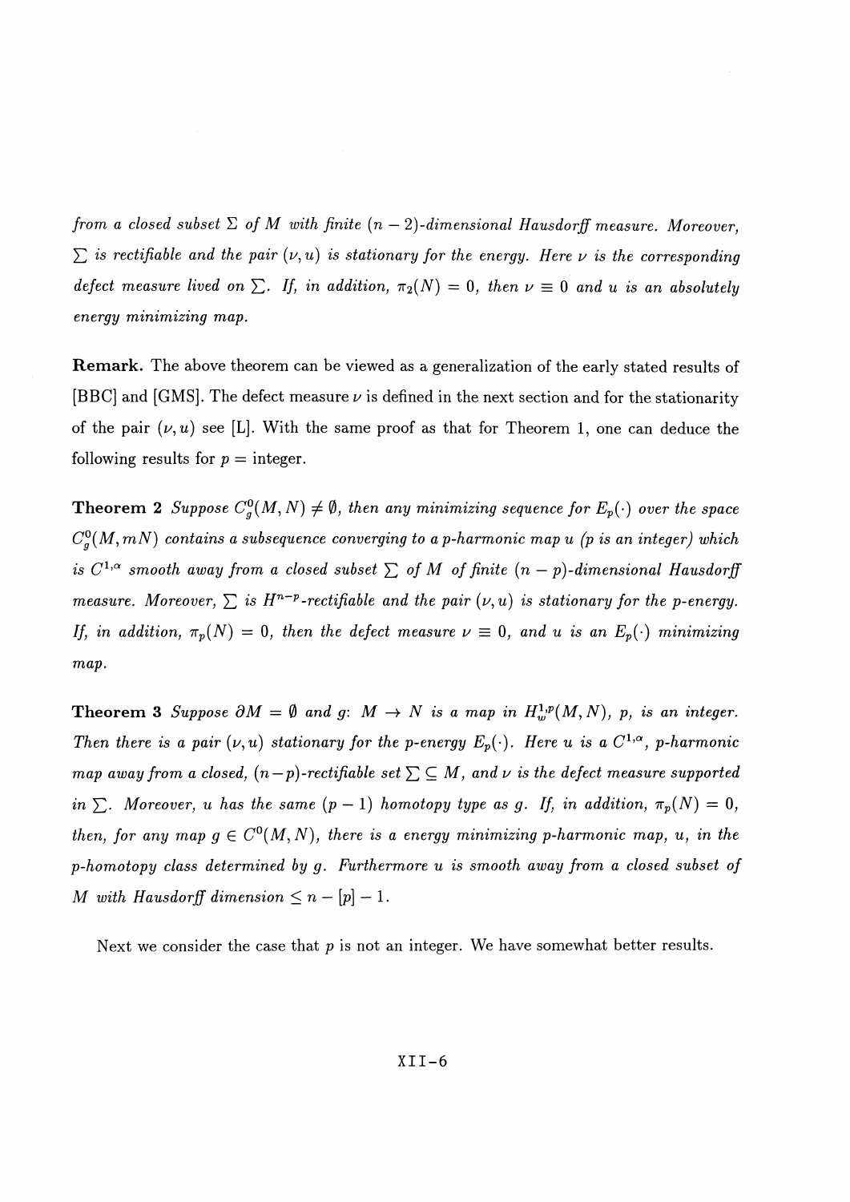*from a closed subset $\Sigma$ of $M$ with finite $(n-2)$-dimensional Hausdorff measure. Moreover, $\sum$ is rectifiable and the pair $(\nu, u)$ is stationary for the energy. Here $\nu$ is the corresponding defect measure lived on $\sum$. If, in addition, $\pi_2(N) = 0$, then $\nu \equiv 0$ and $u$ is an absolutely energy minimizing map.*

**Remark.** The above theorem can be viewed as a generalization of the early stated results of [BBC] and [GMS]. The defect measure $\nu$ is defined in the next section and for the stationarity of the pair $(\nu, u)$ see [L]. With the same proof as that for Theorem 1, one can deduce the following results for $p =$ integer.

**Theorem 2** *Suppose $C_g^0(M, N) \neq \emptyset$, then any minimizing sequence for $E_p(\cdot)$ over the space $C_g^0(M, mN)$ contains a subsequence converging to a p-harmonic map $u$ ($p$ is an integer) which is $C^{1,\alpha}$ smooth away from a closed subset $\sum$ of $M$ of finite $(n-p)$-dimensional Hausdorff measure. Moreover, $\sum$ is $H^{n-p}$-rectifiable and the pair $(\nu, u)$ is stationary for the p-energy. If, in addition, $\pi_p(N) = 0$, then the defect measure $\nu \equiv 0$, and $u$ is an $E_p(\cdot)$ minimizing map.*

**Theorem 3** *Suppose $\partial M = \emptyset$ and $g$: $M \to N$ is a map in $H_w^{1,p}(M, N)$, $p$, is an integer. Then there is a pair $(\nu, u)$ stationary for the p-energy $E_p(\cdot)$. Here $u$ is a $C^{1,\alpha}$, p-harmonic map away from a closed, $(n-p)$-rectifiable set $\sum \subseteq M$, and $\nu$ is the defect measure supported in $\sum$. Moreover, $u$ has the same $(p-1)$ homotopy type as $g$. If, in addition, $\pi_p(N) = 0$, then, for any map $g \in C^0(M, N)$, there is a energy minimizing p-harmonic map, $u$, in the p-homotopy class determined by $g$. Furthermore $u$ is smooth away from a closed subset of $M$ with Hausdorff dimension $\leq n - [p] - 1$.*

Next we consider the case that $p$ is not an integer. We have somewhat better results.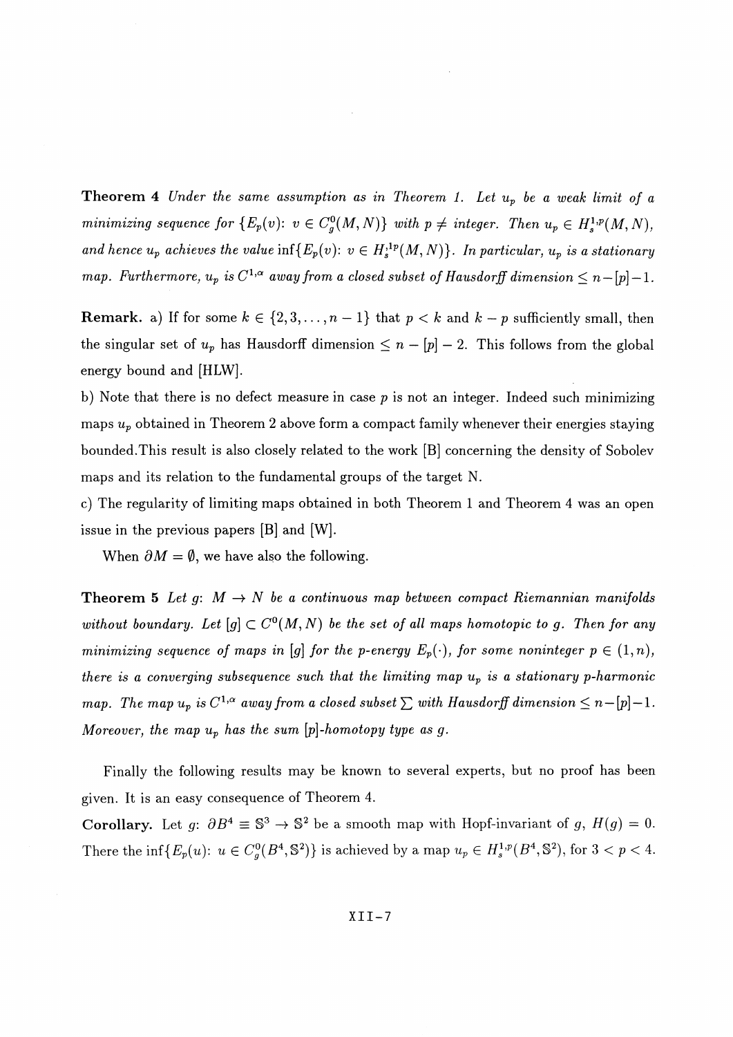**Theorem 4** *Under the same assumption as in Theorem 1. Let $u_p$ be a weak limit of a minimizing sequence for $\{E_p(v)\colon\ v \in C_g^0(M,N)\}$ with $p \neq$ integer. Then $u_p \in H_s^{1,p}(M,N)$, and hence $u_p$ achieves the value $\inf\{E_p(v)\colon\ v \in H_s^{;1p}(M,N)\}$. In particular, $u_p$ is a stationary map. Furthermore, $u_p$ is $C^{1,\alpha}$ away from a closed subset of Hausdorff dimension $\leq n-[p]-1$.*

**Remark.** a) If for some $k \in \{2,3,\ldots,n-1\}$ that $p < k$ and $k-p$ sufficiently small, then the singular set of $u_p$ has Hausdorff dimension $\leq n-[p]-2$. This follows from the global energy bound and [HLW].

b) Note that there is no defect measure in case $p$ is not an integer. Indeed such minimizing maps $u_p$ obtained in Theorem 2 above form a compact family whenever their energies staying bounded.This result is also closely related to the work [B] concerning the density of Sobolev maps and its relation to the fundamental groups of the target N.

c) The regularity of limiting maps obtained in both Theorem 1 and Theorem 4 was an open issue in the previous papers [B] and [W].

When $\partial M = \emptyset$, we have also the following.

**Theorem 5** *Let $g\colon\ M \to N$ be a continuous map between compact Riemannian manifolds without boundary. Let $[g] \subset C^0(M,N)$ be the set of all maps homotopic to $g$. Then for any minimizing sequence of maps in $[g]$ for the p-energy $E_p(\cdot)$, for some noninteger $p \in (1,n)$, there is a converging subsequence such that the limiting map $u_p$ is a stationary p-harmonic map. The map $u_p$ is $C^{1,\alpha}$ away from a closed subset $\sum$ with Hausdorff dimension $\leq n-[p]-1$. Moreover, the map $u_p$ has the sum $[p]$-homotopy type as $g$.*

Finally the following results may be known to several experts, but no proof has been given. It is an easy consequence of Theorem 4.

**Corollary.** Let $g\colon\ \partial B^4 \equiv \mathbb{S}^3 \to \mathbb{S}^2$ be a smooth map with Hopf-invariant of $g$, $H(g) = 0$. There the $\inf\{E_p(u)\colon\ u \in C_g^0(B^4,\mathbb{S}^2)\}$ is achieved by a map $u_p \in H_s^{1,p}(B^4,\mathbb{S}^2)$, for $3 < p < 4$.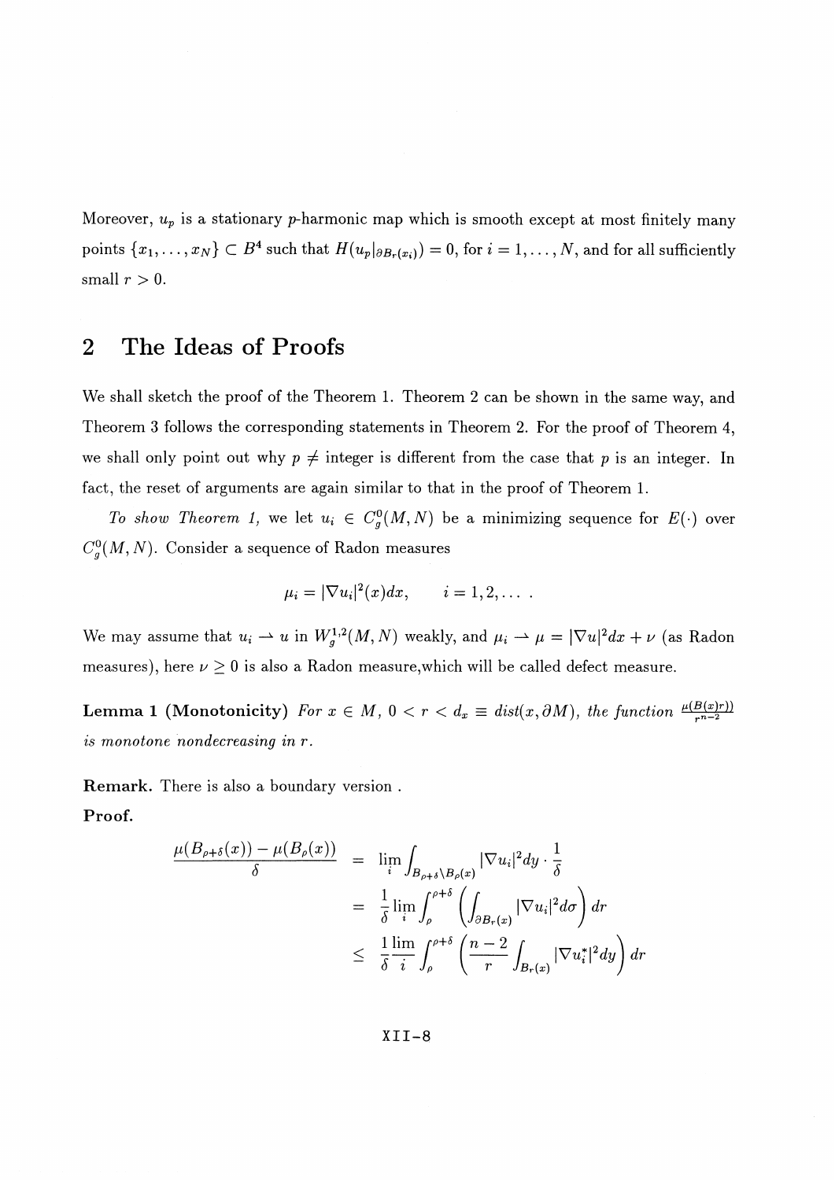Moreover, $u_p$ is a stationary $p$-harmonic map which is smooth except at most finitely many points $\{x_1, \ldots, x_N\} \subset B^4$ such that $H(u_p|_{\partial B_r(x_i)}) = 0$, for $i = 1, \ldots, N$, and for all sufficiently small $r > 0$.

## 2 The Ideas of Proofs

We shall sketch the proof of the Theorem 1. Theorem 2 can be shown in the same way, and Theorem 3 follows the corresponding statements in Theorem 2. For the proof of Theorem 4, we shall only point out why $p \neq$ integer is different from the case that $p$ is an integer. In fact, the reset of arguments are again similar to that in the proof of Theorem 1.

*To show Theorem 1,* we let $u_i \in C_g^0(M, N)$ be a minimizing sequence for $E(\cdot)$ over $C_g^0(M, N)$. Consider a sequence of Radon measures

$$\mu_i = |\nabla u_i|^2(x)dx, \qquad i = 1, 2, \ldots .$$

We may assume that $u_i \rightharpoonup u$ in $W_g^{1,2}(M, N)$ weakly, and $\mu_i \rightharpoonup \mu = |\nabla u|^2 dx + \nu$ (as Radon measures), here $\nu \geq 0$ is also a Radon measure,which will be called defect measure.

**Lemma 1 (Monotonicity)** *For $x \in M$, $0 < r < d_x \equiv dist(x, \partial M)$, the function $\frac{\mu(B(x)r))}{r^{n-2}}$ is monotone nondecreasing in $r$.*

**Remark.** There is also a boundary version .

**Proof.**

$$\begin{aligned}
\frac{\mu(B_{\rho+\delta}(x)) - \mu(B_\rho(x))}{\delta} &= \lim_i \int_{B_{\rho+\delta}\setminus B_\rho(x)} |\nabla u_i|^2 dy \cdot \frac{1}{\delta} \\
&= \frac{1}{\delta} \lim_i \int_\rho^{\rho+\delta} \left( \int_{\partial B_r(x)} |\nabla u_i|^2 d\sigma \right) dr \\
&\leq \frac{1}{\delta} \frac{\lim}{i} \int_\rho^{\rho+\delta} \left( \frac{n-2}{r} \int_{B_r(x)} |\nabla u_i^*|^2 dy \right) dr
\end{aligned}$$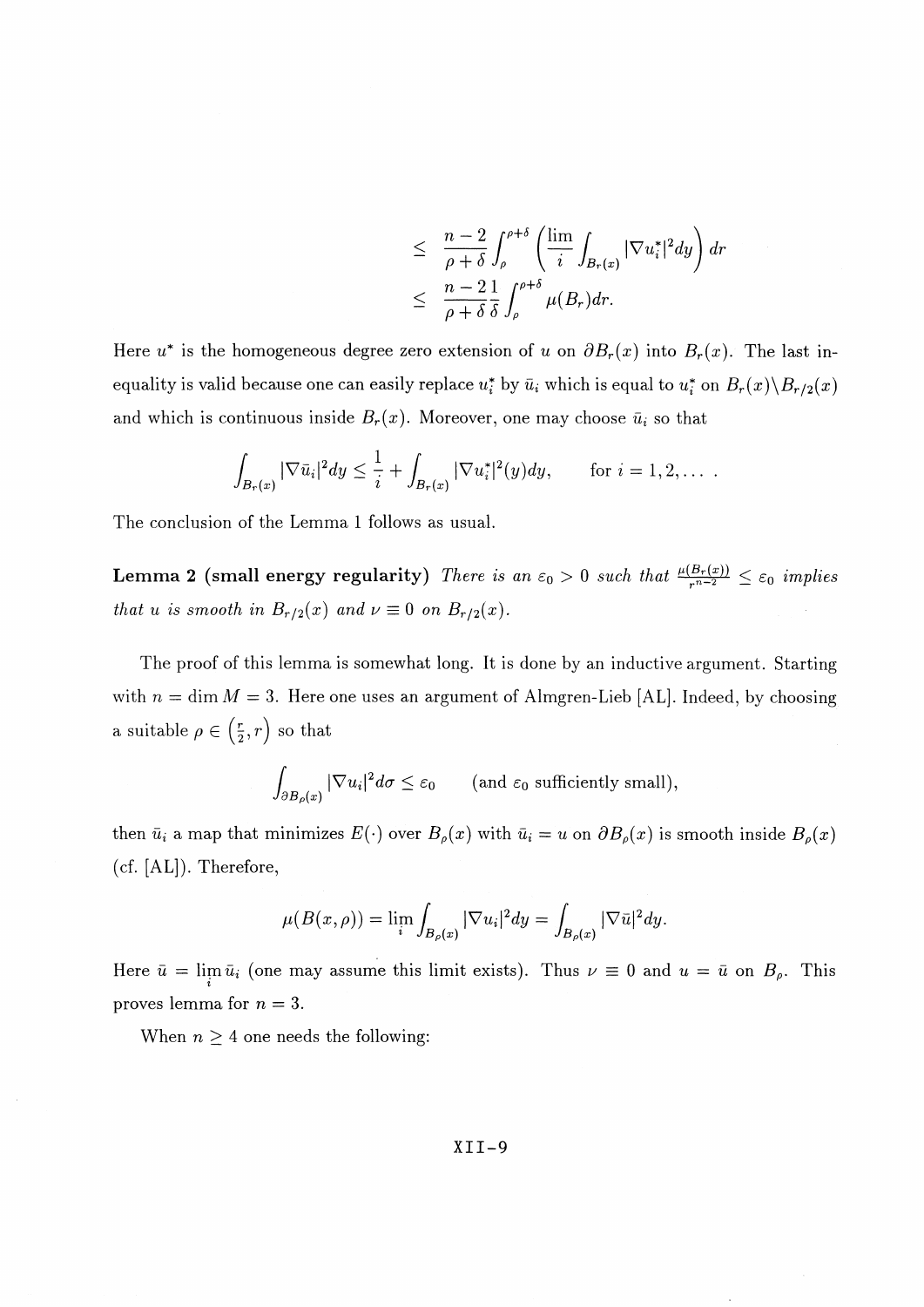$$
\begin{aligned}
&\leq \frac{n-2}{\rho+\delta}\int_{\rho}^{\rho+\delta}\left(\lim_{i}\int_{B_r(x)}|\nabla u_i^*|^2 dy\right)dr \\
&\leq \frac{n-2}{\rho+\delta}\frac{1}{\delta}\int_{\rho}^{\rho+\delta}\mu(B_r)dr.
\end{aligned}
$$

Here $u^*$ is the homogeneous degree zero extension of $u$ on $\partial B_r(x)$ into $B_r(x)$. The last inequality is valid because one can easily replace $u_i^*$ by $\bar{u}_i$ which is equal to $u_i^*$ on $B_r(x)\backslash B_{r/2}(x)$ and which is continuous inside $B_r(x)$. Moreover, one may choose $\bar{u}_i$ so that

$$
\int_{B_r(x)}|\nabla \bar{u}_i|^2 dy \leq \frac{1}{i} + \int_{B_r(x)}|\nabla u_i^*|^2(y)dy, \qquad \text{for } i = 1, 2, \dots .
$$

The conclusion of the Lemma 1 follows as usual.

**Lemma 2 (small energy regularity)** *There is an $\varepsilon_0 > 0$ such that $\frac{\mu(B_r(x))}{r^{n-2}} \leq \varepsilon_0$ implies that $u$ is smooth in $B_{r/2}(x)$ and $\nu \equiv 0$ on $B_{r/2}(x)$.*

The proof of this lemma is somewhat long. It is done by an inductive argument. Starting with $n = \dim M = 3$. Here one uses an argument of Almgren-Lieb [AL]. Indeed, by choosing a suitable $\rho \in \left(\frac{r}{2}, r\right)$ so that

$$
\int_{\partial B_\rho(x)}|\nabla u_i|^2 d\sigma \leq \varepsilon_0 \qquad \text{(and } \varepsilon_0 \text{ sufficiently small)},
$$

then $\bar{u}_i$ a map that minimizes $E(\cdot)$ over $B_\rho(x)$ with $\bar{u}_i = u$ on $\partial B_\rho(x)$ is smooth inside $B_\rho(x)$ (cf. [AL]). Therefore,

$$
\mu(B(x,\rho)) = \lim_{i}\int_{B_\rho(x)}|\nabla u_i|^2 dy = \int_{B_\rho(x)}|\nabla \bar{u}|^2 dy.
$$

Here $\bar{u} = \lim_i \bar{u}_i$ (one may assume this limit exists). Thus $\nu \equiv 0$ and $u = \bar{u}$ on $B_\rho$. This proves lemma for $n = 3$.

When $n \geq 4$ one needs the following: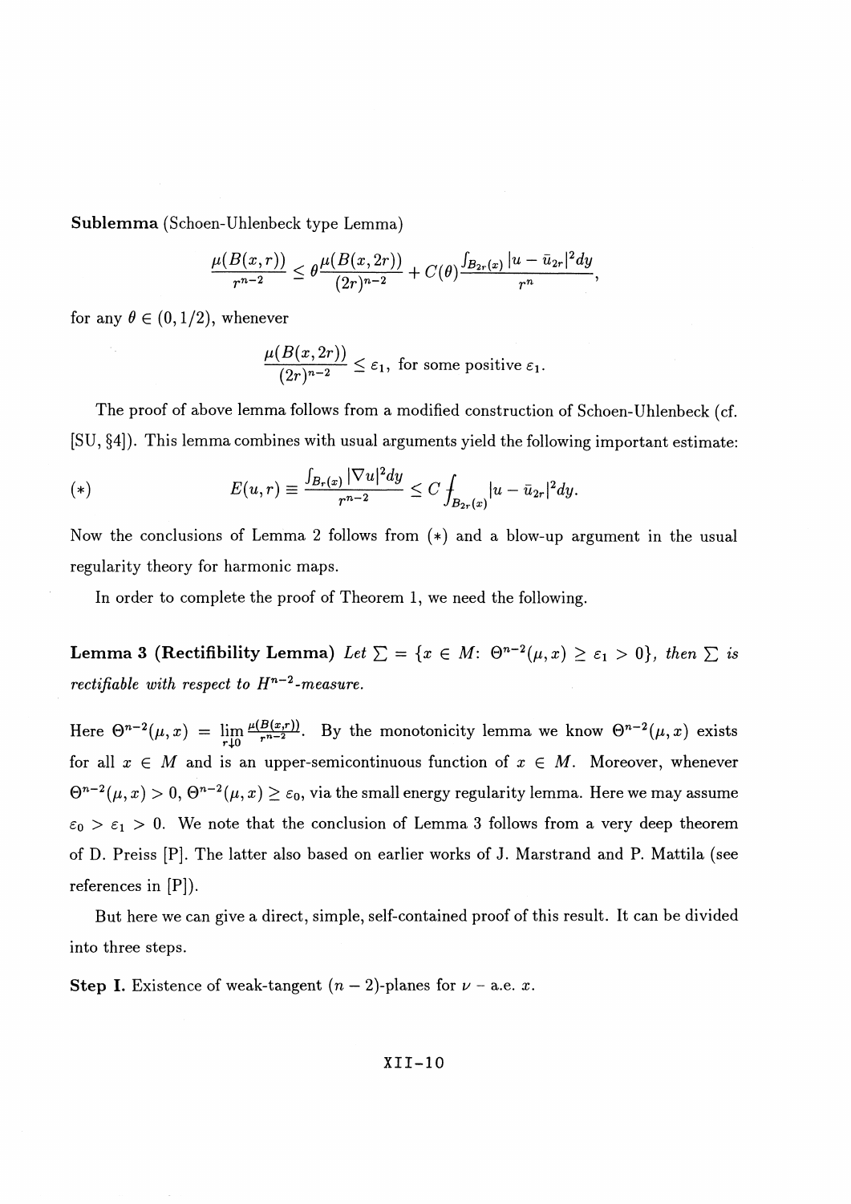**Sublemma** (Schoen-Uhlenbeck type Lemma)

$$\frac{\mu(B(x,r))}{r^{n-2}} \leq \theta \frac{\mu(B(x,2r))}{(2r)^{n-2}} + C(\theta)\frac{\int_{B_{2r}(x)} |u - \bar{u}_{2r}|^2 dy}{r^n},$$

for any $\theta \in (0, 1/2)$, whenever

$$\frac{\mu(B(x,2r))}{(2r)^{n-2}} \leq \varepsilon_1, \text{ for some positive } \varepsilon_1.$$

The proof of above lemma follows from a modified construction of Schoen-Uhlenbeck (cf. [SU, §4]). This lemma combines with usual arguments yield the following important estimate:

$$(*) \qquad E(u,r) \equiv \frac{\int_{B_r(x)} |\nabla u|^2 dy}{r^{n-2}} \leq C \fint_{B_{2r}(x)} |u - \bar{u}_{2r}|^2 dy.$$

Now the conclusions of Lemma 2 follows from $(*)$ and a blow-up argument in the usual regularity theory for harmonic maps.

In order to complete the proof of Theorem 1, we need the following.

**Lemma 3 (Rectifibility Lemma)** *Let $\sum = \{x \in M\colon\ \Theta^{n-2}(\mu, x) \geq \varepsilon_1 > 0\}$, then $\sum$ is rectifiable with respect to $H^{n-2}$-measure.*

Here $\Theta^{n-2}(\mu, x) = \lim_{r \downarrow 0} \frac{\mu(B(x,r))}{r^{n-2}}$. By the monotonicity lemma we know $\Theta^{n-2}(\mu, x)$ exists for all $x \in M$ and is an upper-semicontinuous function of $x \in M$. Moreover, whenever $\Theta^{n-2}(\mu, x) > 0$, $\Theta^{n-2}(\mu, x) \geq \varepsilon_0$, via the small energy regularity lemma. Here we may assume $\varepsilon_0 > \varepsilon_1 > 0$. We note that the conclusion of Lemma 3 follows from a very deep theorem of D. Preiss [P]. The latter also based on earlier works of J. Marstrand and P. Mattila (see references in [P]).

But here we can give a direct, simple, self-contained proof of this result. It can be divided into three steps.

**Step I.** Existence of weak-tangent $(n-2)$-planes for $\nu$ – a.e. $x$.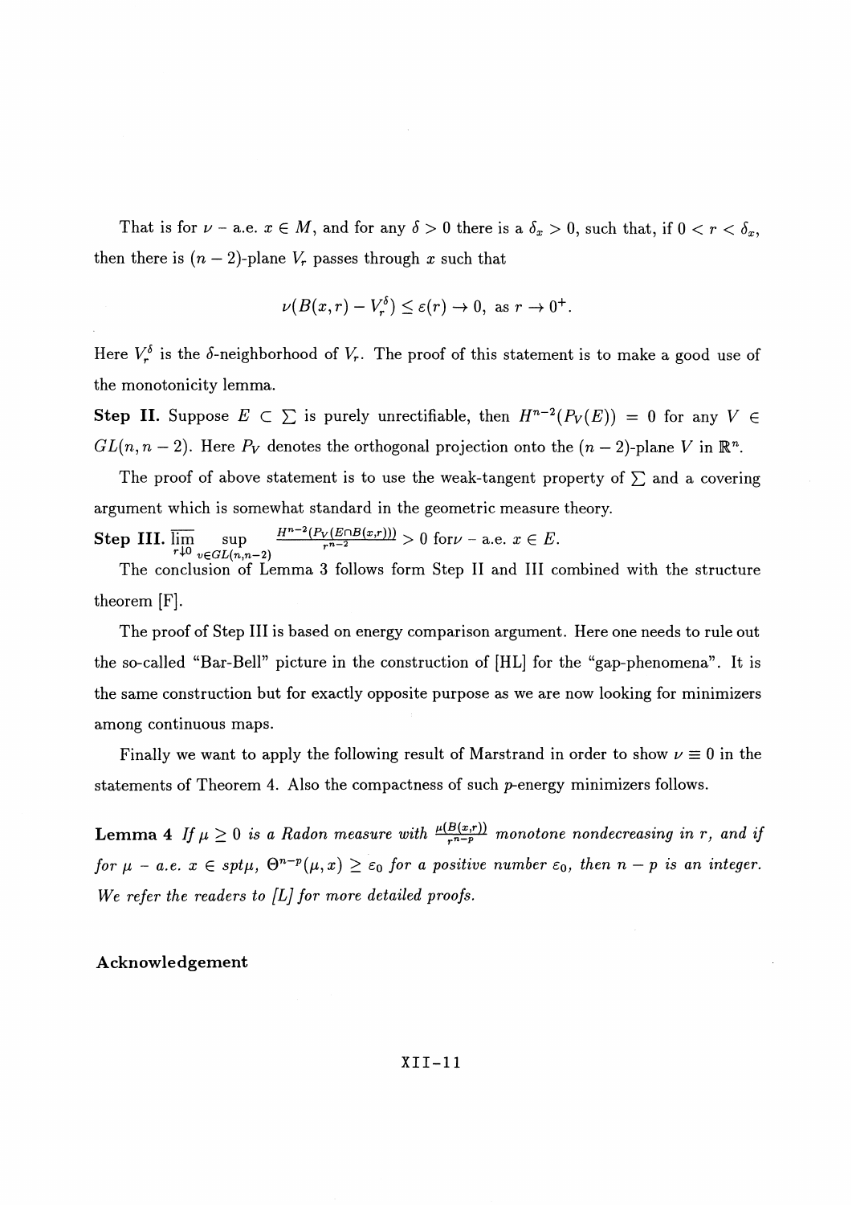That is for $\nu$ - a.e. $x \in M$, and for any $\delta > 0$ there is a $\delta_x > 0$, such that, if $0 < r < \delta_x$, then there is $(n-2)$-plane $V_r$ passes through $x$ such that

$$\nu(B(x,r) - V_r^\delta) \leq \varepsilon(r) \to 0, \text{ as } r \to 0^+.$$

Here $V_r^\delta$ is the $\delta$-neighborhood of $V_r$. The proof of this statement is to make a good use of the monotonicity lemma.

**Step II.** Suppose $E \subset \sum$ is purely unrectifiable, then $H^{n-2}(P_V(E)) = 0$ for any $V \in GL(n, n-2)$. Here $P_V$ denotes the orthogonal projection onto the $(n-2)$-plane $V$ in $\mathbb{R}^n$.

The proof of above statement is to use the weak-tangent property of $\sum$ and a covering argument which is somewhat standard in the geometric measure theory.

**Step III.** $\overline{\lim\limits_{r \downarrow 0}} \sup\limits_{v \in GL(n,n-2)} \frac{H^{n-2}(P_V(E \cap B(x,r)))}{r^{n-2}} > 0$ for$\nu$ - a.e. $x \in E$.

The conclusion of Lemma 3 follows form Step II and III combined with the structure theorem [F].

The proof of Step III is based on energy comparison argument. Here one needs to rule out the so-called "Bar-Bell" picture in the construction of [HL] for the "gap-phenomena". It is the same construction but for exactly opposite purpose as we are now looking for minimizers among continuous maps.

Finally we want to apply the following result of Marstrand in order to show $\nu \equiv 0$ in the statements of Theorem 4. Also the compactness of such $p$-energy minimizers follows.

**Lemma 4** *If $\mu \geq 0$ is a Radon measure with $\frac{\mu(B(x,r))}{r^{n-p}}$ monotone nondecreasing in $r$, and if for $\mu$ - a.e. $x \in spt\mu$, $\Theta^{n-p}(\mu, x) \geq \varepsilon_0$ for a positive number $\varepsilon_0$, then $n-p$ is an integer. We refer the readers to [L] for more detailed proofs.*

**Acknowledgement**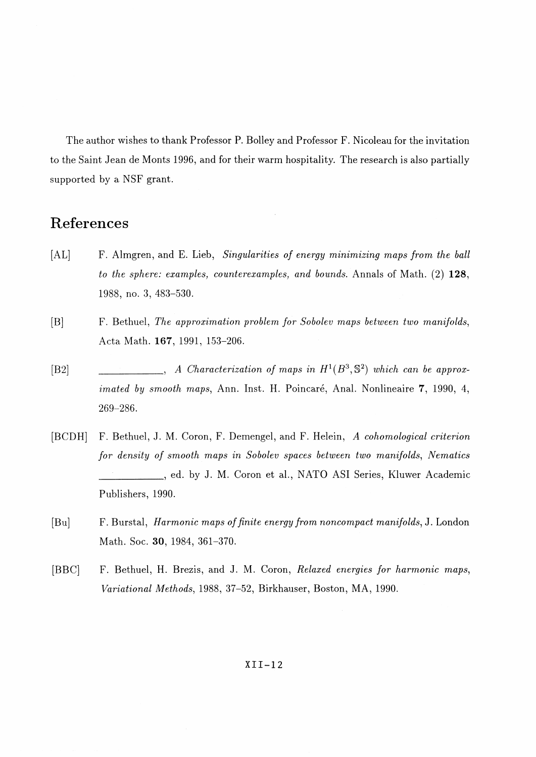The author wishes to thank Professor P. Bolley and Professor F. Nicoleau for the invitation to the Saint Jean de Monts 1996, and for their warm hospitality. The research is also partially supported by a NSF grant.

## References

[AL] F. Almgren, and E. Lieb, *Singularities of energy minimizing maps from the ball to the sphere: examples, counterexamples, and bounds.* Annals of Math. (2) **128**, 1988, no. 3, 483–530.

[B] F. Bethuel, *The approximation problem for Sobolev maps between two manifolds*, Acta Math. **167**, 1991, 153–206.

[B2] ____________, *A Characterization of maps in $H^1(B^3, \mathbb{S}^2)$ which can be approximated by smooth maps*, Ann. Inst. H. Poincaré, Anal. Nonlineaire **7**, 1990, 4, 269–286.

[BCDH] F. Bethuel, J. M. Coron, F. Demengel, and F. Helein, *A cohomological criterion for density of smooth maps in Sobolev spaces between two manifolds*, *Nematics* ____________, ed. by J. M. Coron et al., NATO ASI Series, Kluwer Academic Publishers, 1990.

[Bu] F. Burstal, *Harmonic maps of finite energy from noncompact manifolds*, J. London Math. Soc. **30**, 1984, 361–370.

[BBC] F. Bethuel, H. Brezis, and J. M. Coron, *Relaxed energies for harmonic maps*, *Variational Methods*, 1988, 37–52, Birkhauser, Boston, MA, 1990.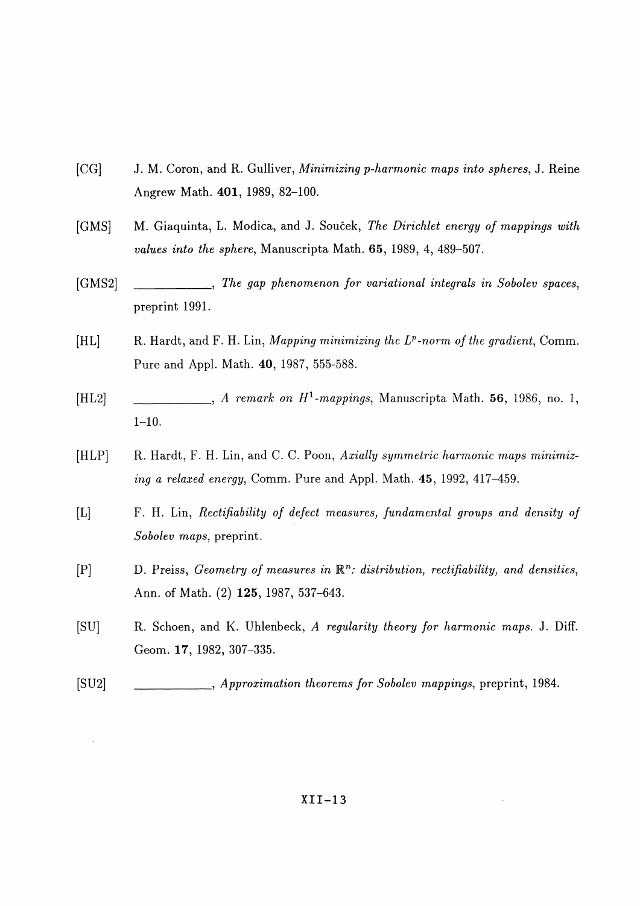[CG] J. M. Coron, and R. Gulliver, *Minimizing p-harmonic maps into spheres*, J. Reine Angrew Math. **401**, 1989, 82–100.

[GMS] M. Giaquinta, L. Modica, and J. Souček, *The Dirichlet energy of mappings with values into the sphere*, Manuscripta Math. **65**, 1989, 4, 489–507.

[GMS2] \_\_\_\_\_\_\_\_\_\_\_\_, *The gap phenomenon for variational integrals in Sobolev spaces*, preprint 1991.

[HL] R. Hardt, and F. H. Lin, *Mapping minimizing the $L^p$-norm of the gradient*, Comm. Pure and Appl. Math. **40**, 1987, 555-588.

[HL2] \_\_\_\_\_\_\_\_\_\_\_\_, *A remark on $H^1$-mappings*, Manuscripta Math. **56**, 1986, no. 1, 1–10.

[HLP] R. Hardt, F. H. Lin, and C. C. Poon, *Axially symmetric harmonic maps minimizing a relaxed energy*, Comm. Pure and Appl. Math. **45**, 1992, 417–459.

[L] F. H. Lin, *Rectifiability of defect measures, fundamental groups and density of Sobolev maps*, preprint.

[P] D. Preiss, *Geometry of measures in $\mathbb{R}^n$: distribution, rectifiability, and densities*, Ann. of Math. (2) **125**, 1987, 537–643.

[SU] R. Schoen, and K. Uhlenbeck, *A regularity theory for harmonic maps*. J. Diff. Geom. **17**, 1982, 307–335.

[SU2] \_\_\_\_\_\_\_\_\_\_\_\_, *Approximation theorems for Sobolev mappings*, preprint, 1984.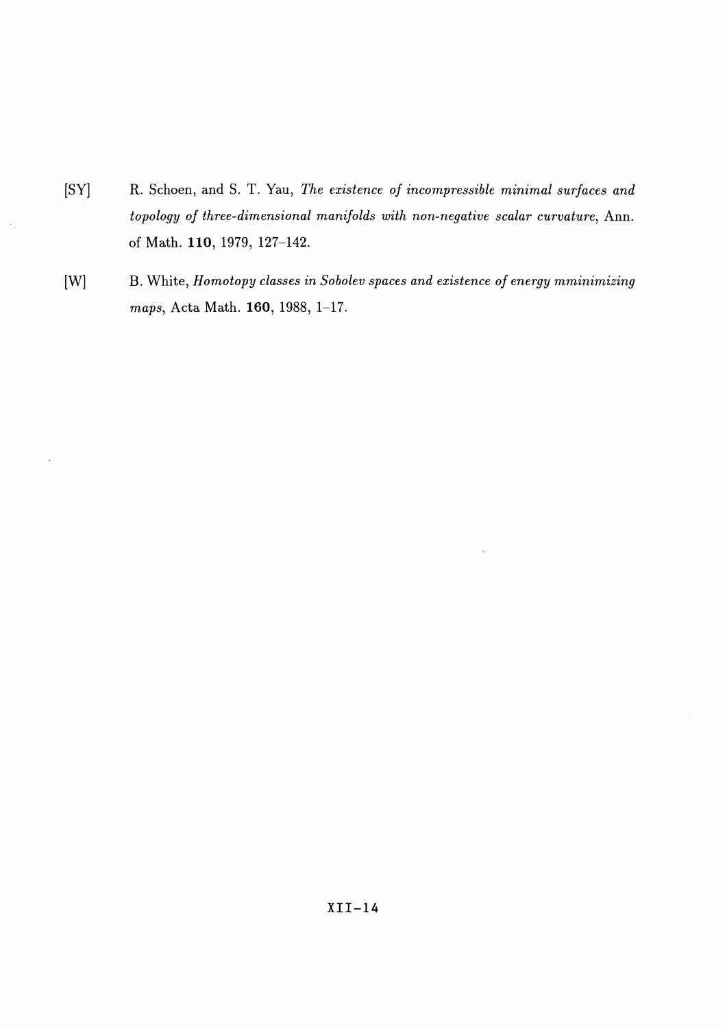[SY] R. Schoen, and S. T. Yau, *The existence of incompressible minimal surfaces and topology of three-dimensional manifolds with non-negative scalar curvature*, Ann. of Math. **110**, 1979, 127–142.

[W] B. White, *Homotopy classes in Sobolev spaces and existence of energy mminimizing maps*, Acta Math. **160**, 1988, 1–17.